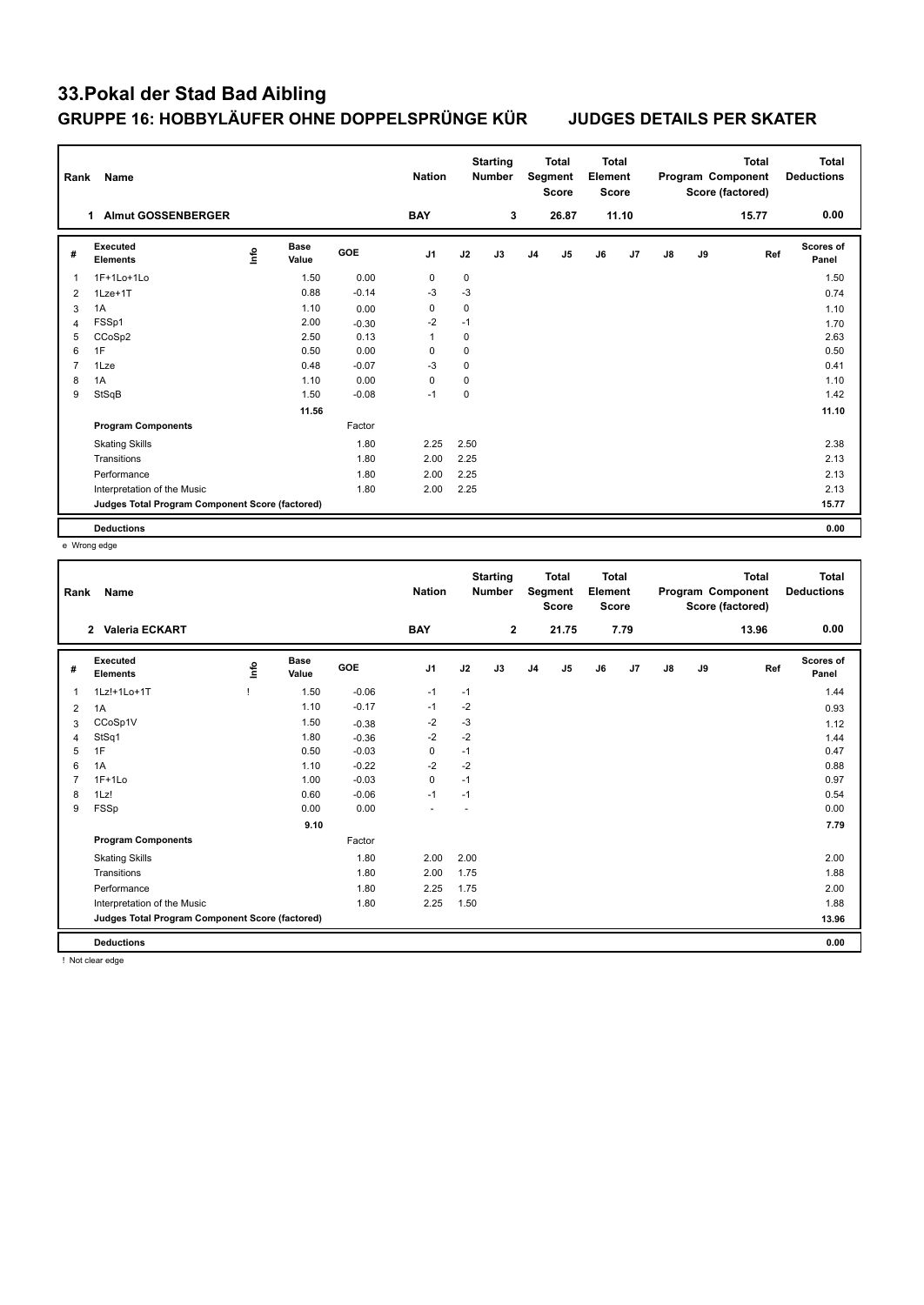# 33.Pokal der Stad Bad Aibling

## GRUPPE 16: HOBBYLÄUFER OHNE DOPPELSPRÜNGE KÜR

**JUDGES DETAILS PER SKATER**

| Rank | Name | Nation | Starting Number | Total Segment Score | Total Element Score | Total Program Component Score (factored) | Total Deductions |
|---|---|---|---|---|---|---|---|
| 1 | Almut GOSSENBERGER | BAY | 3 | 26.87 | 11.10 | 15.77 | 0.00 |

| # | Executed Elements | Info | Base Value | GOE | J1 | J2 | J3 | J4 | J5 | J6 | J7 | J8 | J9 | Ref | Scores of Panel |
|---|---|---|---|---|---|---|---|---|---|---|---|---|---|---|---|
| 1 | 1F+1Lo+1Lo | | 1.50 | 0.00 | 0 | 0 | | | | | | | | | 1.50 |
| 2 | 1Lze+1T | | 0.88 | -0.14 | -3 | -3 | | | | | | | | | 0.74 |
| 3 | 1A | | 1.10 | 0.00 | 0 | 0 | | | | | | | | | 1.10 |
| 4 | FSSp1 | | 2.00 | -0.30 | -2 | -1 | | | | | | | | | 1.70 |
| 5 | CCoSp2 | | 2.50 | 0.13 | 1 | 0 | | | | | | | | | 2.63 |
| 6 | 1F | | 0.50 | 0.00 | 0 | 0 | | | | | | | | | 0.50 |
| 7 | 1Lze | | 0.48 | -0.07 | -3 | 0 | | | | | | | | | 0.41 |
| 8 | 1A | | 1.10 | 0.00 | 0 | 0 | | | | | | | | | 1.10 |
| 9 | StSqB | | 1.50 | -0.08 | -1 | 0 | | | | | | | | | 1.42 |
| | | | 11.56 | | | | | | | | | | | | 11.10 |
| | **Program Components** | | | Factor | | | | | | | | | | | |
| | Skating Skills | | | 1.80 | 2.25 | 2.50 | | | | | | | | | 2.38 |
| | Transitions | | | 1.80 | 2.00 | 2.25 | | | | | | | | | 2.13 |
| | Performance | | | 1.80 | 2.00 | 2.25 | | | | | | | | | 2.13 |
| | Interpretation of the Music | | | 1.80 | 2.00 | 2.25 | | | | | | | | | 2.13 |
| | **Judges Total Program Component Score (factored)** | | | | | | | | | | | | | | 15.77 |
| | **Deductions** | | | | | | | | | | | | | | 0.00 |

e Wrong edge

| Rank | Name | Nation | Starting Number | Total Segment Score | Total Element Score | Total Program Component Score (factored) | Total Deductions |
|---|---|---|---|---|---|---|---|
| 2 | Valeria ECKART | BAY | 2 | 21.75 | 7.79 | 13.96 | 0.00 |

| # | Executed Elements | Info | Base Value | GOE | J1 | J2 | J3 | J4 | J5 | J6 | J7 | J8 | J9 | Ref | Scores of Panel |
|---|---|---|---|---|---|---|---|---|---|---|---|---|---|---|---|
| 1 | 1Lz!+1Lo+1T | ! | 1.50 | -0.06 | -1 | -1 | | | | | | | | | 1.44 |
| 2 | 1A | | 1.10 | -0.17 | -1 | -2 | | | | | | | | | 0.93 |
| 3 | CCoSp1V | | 1.50 | -0.38 | -2 | -3 | | | | | | | | | 1.12 |
| 4 | StSq1 | | 1.80 | -0.36 | -2 | -2 | | | | | | | | | 1.44 |
| 5 | 1F | | 0.50 | -0.03 | 0 | -1 | | | | | | | | | 0.47 |
| 6 | 1A | | 1.10 | -0.22 | -2 | -2 | | | | | | | | | 0.88 |
| 7 | 1F+1Lo | | 1.00 | -0.03 | 0 | -1 | | | | | | | | | 0.97 |
| 8 | 1Lz! | | 0.60 | -0.06 | -1 | -1 | | | | | | | | | 0.54 |
| 9 | FSSp | | 0.00 | 0.00 | - | - | | | | | | | | | 0.00 |
| | | | 9.10 | | | | | | | | | | | | 7.79 |
| | **Program Components** | | | Factor | | | | | | | | | | | |
| | Skating Skills | | | 1.80 | 2.00 | 2.00 | | | | | | | | | 2.00 |
| | Transitions | | | 1.80 | 2.00 | 1.75 | | | | | | | | | 1.88 |
| | Performance | | | 1.80 | 2.25 | 1.75 | | | | | | | | | 2.00 |
| | Interpretation of the Music | | | 1.80 | 2.25 | 1.50 | | | | | | | | | 1.88 |
| | **Judges Total Program Component Score (factored)** | | | | | | | | | | | | | | 13.96 |
| | **Deductions** | | | | | | | | | | | | | | 0.00 |

! Not clear edge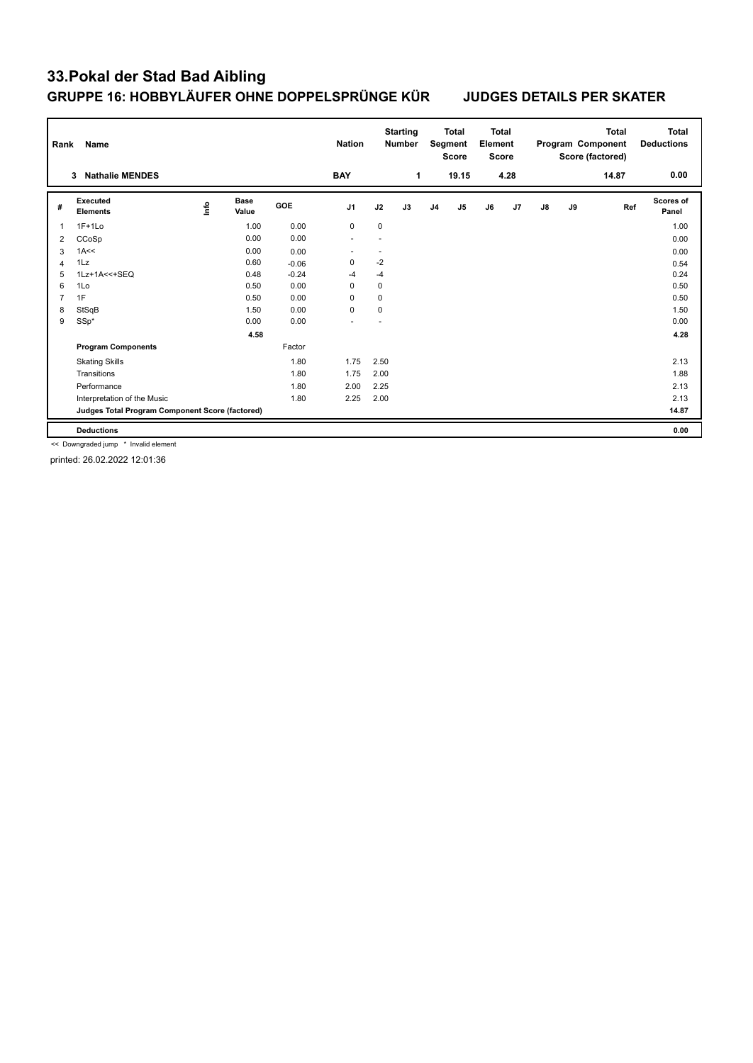# 33.Pokal der Stad Bad Aibling

## GRUPPE 16: HOBBYLÄUFER OHNE DOPPELSPRÜNGE KÜR JUDGES DETAILS PER SKATER

| Rank | Name | Nation | Starting Number | Total Segment Score | Total Element Score | Total Program Component Score (factored) | Total Deductions |
|---|---|---|---|---|---|---|---|
| 3 | Nathalie MENDES | BAY | 1 | 19.15 | 4.28 | 14.87 | 0.00 |

| # | Executed Elements | Info | Base Value | GOE | J1 | J2 | J3 | J4 | J5 | J6 | J7 | J8 | J9 | Ref | Scores of Panel |
|---|---|---|---|---|---|---|---|---|---|---|---|---|---|---|---|
| 1 | 1F+1Lo | | 1.00 | 0.00 | 0 | 0 | | | | | | | | | 1.00 |
| 2 | CCoSp | | 0.00 | 0.00 | - | - | | | | | | | | | 0.00 |
| 3 | 1A<< | | 0.00 | 0.00 | - | - | | | | | | | | | 0.00 |
| 4 | 1Lz | | 0.60 | -0.06 | 0 | -2 | | | | | | | | | 0.54 |
| 5 | 1Lz+1A<<+SEQ | | 0.48 | -0.24 | -4 | -4 | | | | | | | | | 0.24 |
| 6 | 1Lo | | 0.50 | 0.00 | 0 | 0 | | | | | | | | | 0.50 |
| 7 | 1F | | 0.50 | 0.00 | 0 | 0 | | | | | | | | | 0.50 |
| 8 | StSqB | | 1.50 | 0.00 | 0 | 0 | | | | | | | | | 1.50 |
| 9 | SSp* | | 0.00 | 0.00 | - | - | | | | | | | | | 0.00 |
| | | | 4.58 | | | | | | | | | | | | 4.28 |
| | **Program Components** | | | Factor | | | | | | | | | | | |
| | Skating Skills | | | 1.80 | 1.75 | 2.50 | | | | | | | | | 2.13 |
| | Transitions | | | 1.80 | 1.75 | 2.00 | | | | | | | | | 1.88 |
| | Performance | | | 1.80 | 2.00 | 2.25 | | | | | | | | | 2.13 |
| | Interpretation of the Music | | | 1.80 | 2.25 | 2.00 | | | | | | | | | 2.13 |
| | **Judges Total Program Component Score (factored)** | | | | | | | | | | | | | | 14.87 |
| | **Deductions** | | | | | | | | | | | | | | 0.00 |

<< Downgraded jump * Invalid element

printed: 26.02.2022 12:01:36